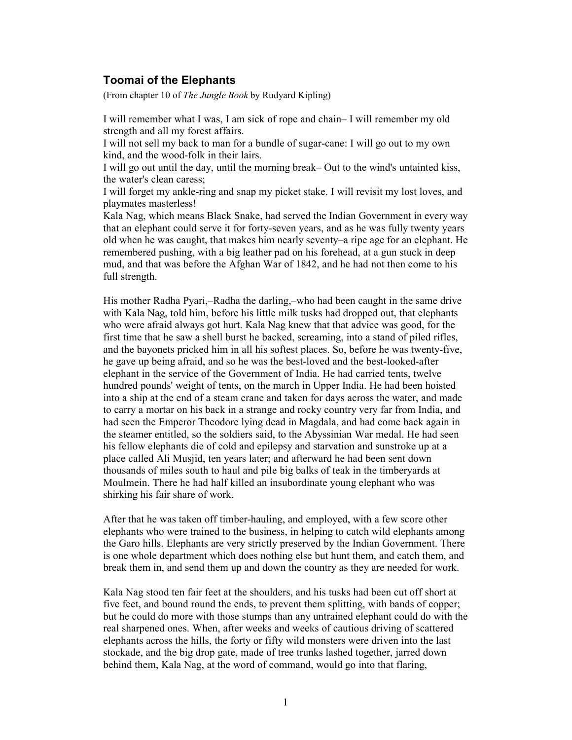## Toomai of the Elephants

(From chapter 10 of *The Jungle Book* by Rudyard Kipling)

I will remember what I was, I am sick of rope and chain– I will remember my old strength and all my forest affairs.
I will not sell my back to man for a bundle of sugar-cane: I will go out to my own kind, and the wood-folk in their lairs.
I will go out until the day, until the morning break– Out to the wind's untainted kiss, the water's clean caress;
I will forget my ankle-ring and snap my picket stake. I will revisit my lost loves, and playmates masterless!
Kala Nag, which means Black Snake, had served the Indian Government in every way that an elephant could serve it for forty-seven years, and as he was fully twenty years old when he was caught, that makes him nearly seventy–a ripe age for an elephant. He remembered pushing, with a big leather pad on his forehead, at a gun stuck in deep mud, and that was before the Afghan War of 1842, and he had not then come to his full strength.

His mother Radha Pyari,–Radha the darling,–who had been caught in the same drive with Kala Nag, told him, before his little milk tusks had dropped out, that elephants who were afraid always got hurt. Kala Nag knew that that advice was good, for the first time that he saw a shell burst he backed, screaming, into a stand of piled rifles, and the bayonets pricked him in all his softest places. So, before he was twenty-five, he gave up being afraid, and so he was the best-loved and the best-looked-after elephant in the service of the Government of India. He had carried tents, twelve hundred pounds' weight of tents, on the march in Upper India. He had been hoisted into a ship at the end of a steam crane and taken for days across the water, and made to carry a mortar on his back in a strange and rocky country very far from India, and had seen the Emperor Theodore lying dead in Magdala, and had come back again in the steamer entitled, so the soldiers said, to the Abyssinian War medal. He had seen his fellow elephants die of cold and epilepsy and starvation and sunstroke up at a place called Ali Musjid, ten years later; and afterward he had been sent down thousands of miles south to haul and pile big balks of teak in the timberyards at Moulmein. There he had half killed an insubordinate young elephant who was shirking his fair share of work.

After that he was taken off timber-hauling, and employed, with a few score other elephants who were trained to the business, in helping to catch wild elephants among the Garo hills. Elephants are very strictly preserved by the Indian Government. There is one whole department which does nothing else but hunt them, and catch them, and break them in, and send them up and down the country as they are needed for work.

Kala Nag stood ten fair feet at the shoulders, and his tusks had been cut off short at five feet, and bound round the ends, to prevent them splitting, with bands of copper; but he could do more with those stumps than any untrained elephant could do with the real sharpened ones. When, after weeks and weeks of cautious driving of scattered elephants across the hills, the forty or fifty wild monsters were driven into the last stockade, and the big drop gate, made of tree trunks lashed together, jarred down behind them, Kala Nag, at the word of command, would go into that flaring,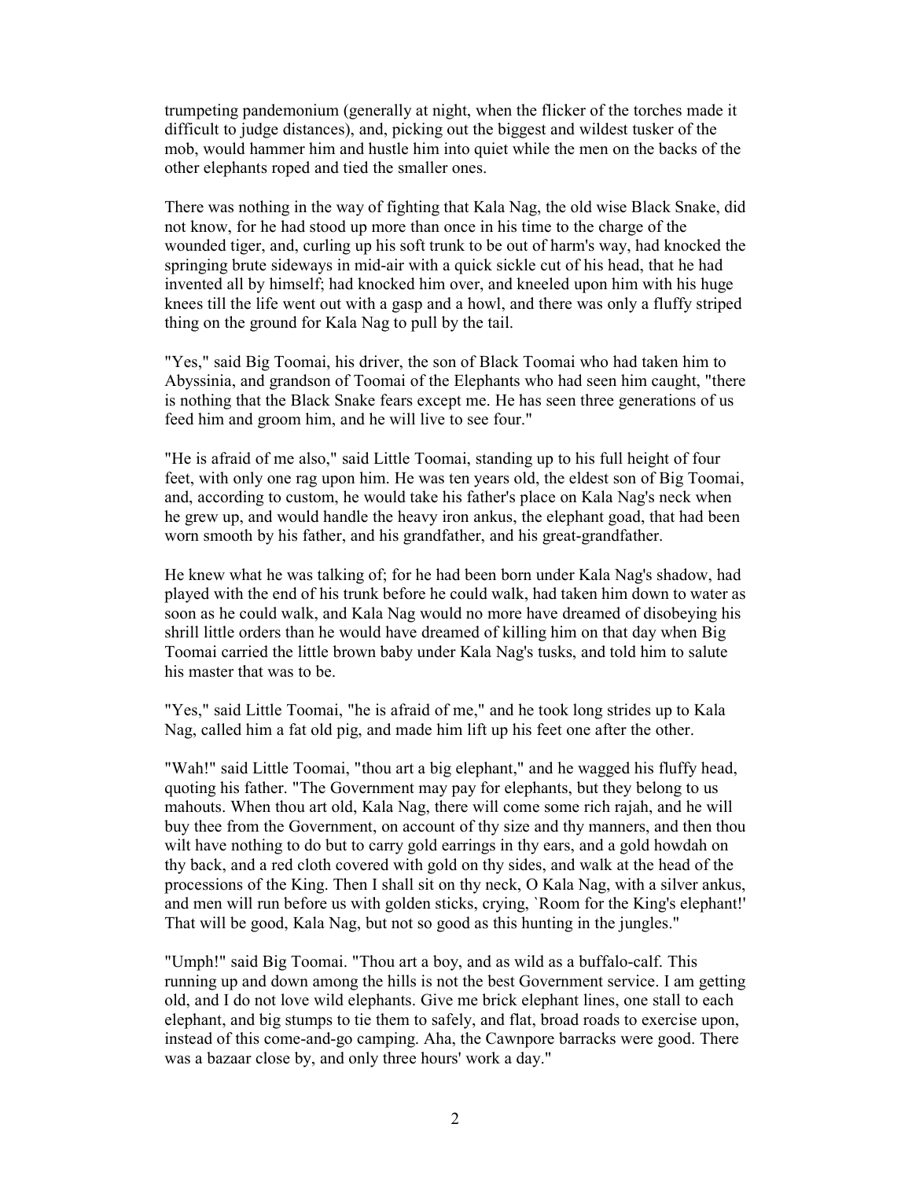trumpeting pandemonium (generally at night, when the flicker of the torches made it difficult to judge distances), and, picking out the biggest and wildest tusker of the mob, would hammer him and hustle him into quiet while the men on the backs of the other elephants roped and tied the smaller ones.

There was nothing in the way of fighting that Kala Nag, the old wise Black Snake, did not know, for he had stood up more than once in his time to the charge of the wounded tiger, and, curling up his soft trunk to be out of harm's way, had knocked the springing brute sideways in mid-air with a quick sickle cut of his head, that he had invented all by himself; had knocked him over, and kneeled upon him with his huge knees till the life went out with a gasp and a howl, and there was only a fluffy striped thing on the ground for Kala Nag to pull by the tail.

"Yes," said Big Toomai, his driver, the son of Black Toomai who had taken him to Abyssinia, and grandson of Toomai of the Elephants who had seen him caught, "there is nothing that the Black Snake fears except me. He has seen three generations of us feed him and groom him, and he will live to see four."

"He is afraid of me also," said Little Toomai, standing up to his full height of four feet, with only one rag upon him. He was ten years old, the eldest son of Big Toomai, and, according to custom, he would take his father's place on Kala Nag's neck when he grew up, and would handle the heavy iron ankus, the elephant goad, that had been worn smooth by his father, and his grandfather, and his great-grandfather.

He knew what he was talking of; for he had been born under Kala Nag's shadow, had played with the end of his trunk before he could walk, had taken him down to water as soon as he could walk, and Kala Nag would no more have dreamed of disobeying his shrill little orders than he would have dreamed of killing him on that day when Big Toomai carried the little brown baby under Kala Nag's tusks, and told him to salute his master that was to be.

"Yes," said Little Toomai, "he is afraid of me," and he took long strides up to Kala Nag, called him a fat old pig, and made him lift up his feet one after the other.

"Wah!" said Little Toomai, "thou art a big elephant," and he wagged his fluffy head, quoting his father. "The Government may pay for elephants, but they belong to us mahouts. When thou art old, Kala Nag, there will come some rich rajah, and he will buy thee from the Government, on account of thy size and thy manners, and then thou wilt have nothing to do but to carry gold earrings in thy ears, and a gold howdah on thy back, and a red cloth covered with gold on thy sides, and walk at the head of the processions of the King. Then I shall sit on thy neck, O Kala Nag, with a silver ankus, and men will run before us with golden sticks, crying, `Room for the King's elephant!' That will be good, Kala Nag, but not so good as this hunting in the jungles."

"Umph!" said Big Toomai. "Thou art a boy, and as wild as a buffalo-calf. This running up and down among the hills is not the best Government service. I am getting old, and I do not love wild elephants. Give me brick elephant lines, one stall to each elephant, and big stumps to tie them to safely, and flat, broad roads to exercise upon, instead of this come-and-go camping. Aha, the Cawnpore barracks were good. There was a bazaar close by, and only three hours' work a day."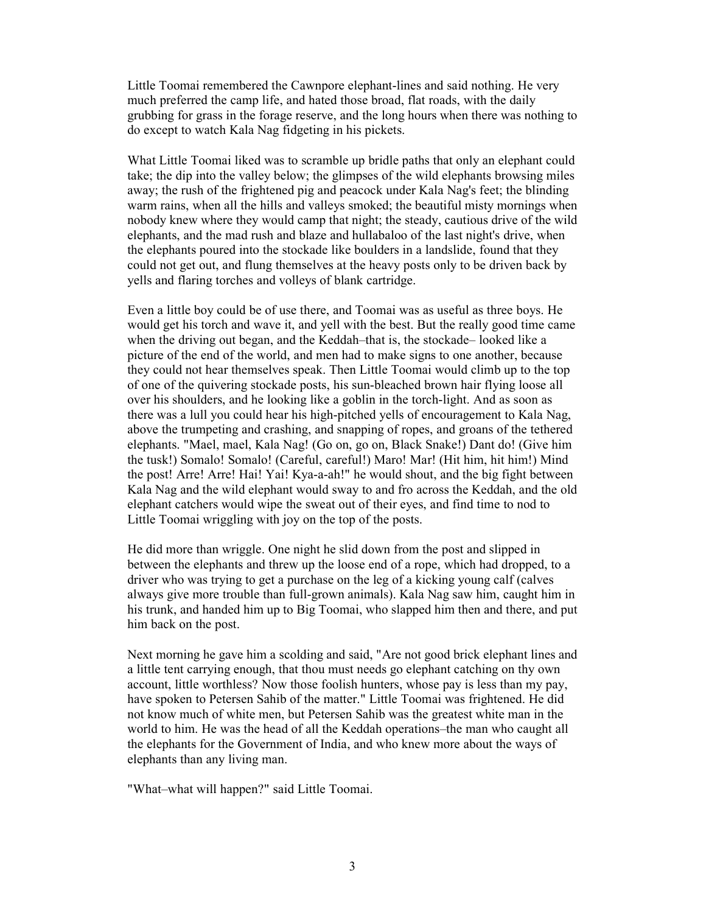Little Toomai remembered the Cawnpore elephant-lines and said nothing. He very much preferred the camp life, and hated those broad, flat roads, with the daily grubbing for grass in the forage reserve, and the long hours when there was nothing to do except to watch Kala Nag fidgeting in his pickets.

What Little Toomai liked was to scramble up bridle paths that only an elephant could take; the dip into the valley below; the glimpses of the wild elephants browsing miles away; the rush of the frightened pig and peacock under Kala Nag's feet; the blinding warm rains, when all the hills and valleys smoked; the beautiful misty mornings when nobody knew where they would camp that night; the steady, cautious drive of the wild elephants, and the mad rush and blaze and hullabaloo of the last night's drive, when the elephants poured into the stockade like boulders in a landslide, found that they could not get out, and flung themselves at the heavy posts only to be driven back by yells and flaring torches and volleys of blank cartridge.

Even a little boy could be of use there, and Toomai was as useful as three boys. He would get his torch and wave it, and yell with the best. But the really good time came when the driving out began, and the Keddah–that is, the stockade– looked like a picture of the end of the world, and men had to make signs to one another, because they could not hear themselves speak. Then Little Toomai would climb up to the top of one of the quivering stockade posts, his sun-bleached brown hair flying loose all over his shoulders, and he looking like a goblin in the torch-light. And as soon as there was a lull you could hear his high-pitched yells of encouragement to Kala Nag, above the trumpeting and crashing, and snapping of ropes, and groans of the tethered elephants. "Mael, mael, Kala Nag! (Go on, go on, Black Snake!) Dant do! (Give him the tusk!) Somalo! Somalo! (Careful, careful!) Maro! Mar! (Hit him, hit him!) Mind the post! Arre! Arre! Hai! Yai! Kya-a-ah!" he would shout, and the big fight between Kala Nag and the wild elephant would sway to and fro across the Keddah, and the old elephant catchers would wipe the sweat out of their eyes, and find time to nod to Little Toomai wriggling with joy on the top of the posts.

He did more than wriggle. One night he slid down from the post and slipped in between the elephants and threw up the loose end of a rope, which had dropped, to a driver who was trying to get a purchase on the leg of a kicking young calf (calves always give more trouble than full-grown animals). Kala Nag saw him, caught him in his trunk, and handed him up to Big Toomai, who slapped him then and there, and put him back on the post.

Next morning he gave him a scolding and said, "Are not good brick elephant lines and a little tent carrying enough, that thou must needs go elephant catching on thy own account, little worthless? Now those foolish hunters, whose pay is less than my pay, have spoken to Petersen Sahib of the matter." Little Toomai was frightened. He did not know much of white men, but Petersen Sahib was the greatest white man in the world to him. He was the head of all the Keddah operations–the man who caught all the elephants for the Government of India, and who knew more about the ways of elephants than any living man.

"What–what will happen?" said Little Toomai.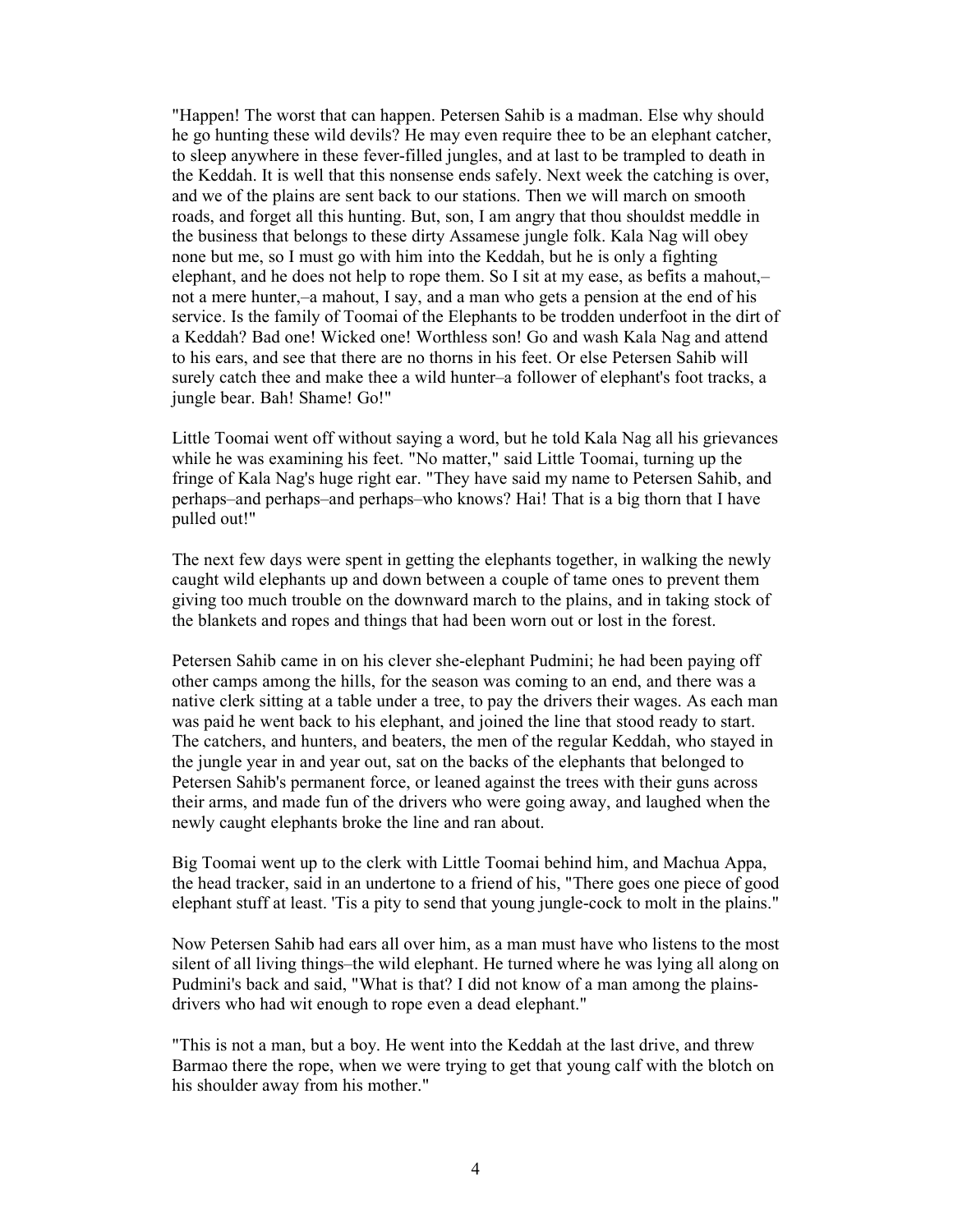"Happen! The worst that can happen. Petersen Sahib is a madman. Else why should he go hunting these wild devils? He may even require thee to be an elephant catcher, to sleep anywhere in these fever-filled jungles, and at last to be trampled to death in the Keddah. It is well that this nonsense ends safely. Next week the catching is over, and we of the plains are sent back to our stations. Then we will march on smooth roads, and forget all this hunting. But, son, I am angry that thou shouldst meddle in the business that belongs to these dirty Assamese jungle folk. Kala Nag will obey none but me, so I must go with him into the Keddah, but he is only a fighting elephant, and he does not help to rope them. So I sit at my ease, as befits a mahout,–not a mere hunter,–a mahout, I say, and a man who gets a pension at the end of his service. Is the family of Toomai of the Elephants to be trodden underfoot in the dirt of a Keddah? Bad one! Wicked one! Worthless son! Go and wash Kala Nag and attend to his ears, and see that there are no thorns in his feet. Or else Petersen Sahib will surely catch thee and make thee a wild hunter–a follower of elephant's foot tracks, a jungle bear. Bah! Shame! Go!"

Little Toomai went off without saying a word, but he told Kala Nag all his grievances while he was examining his feet. "No matter," said Little Toomai, turning up the fringe of Kala Nag's huge right ear. "They have said my name to Petersen Sahib, and perhaps–and perhaps–and perhaps–who knows? Hai! That is a big thorn that I have pulled out!"

The next few days were spent in getting the elephants together, in walking the newly caught wild elephants up and down between a couple of tame ones to prevent them giving too much trouble on the downward march to the plains, and in taking stock of the blankets and ropes and things that had been worn out or lost in the forest.

Petersen Sahib came in on his clever she-elephant Pudmini; he had been paying off other camps among the hills, for the season was coming to an end, and there was a native clerk sitting at a table under a tree, to pay the drivers their wages. As each man was paid he went back to his elephant, and joined the line that stood ready to start. The catchers, and hunters, and beaters, the men of the regular Keddah, who stayed in the jungle year in and year out, sat on the backs of the elephants that belonged to Petersen Sahib's permanent force, or leaned against the trees with their guns across their arms, and made fun of the drivers who were going away, and laughed when the newly caught elephants broke the line and ran about.

Big Toomai went up to the clerk with Little Toomai behind him, and Machua Appa, the head tracker, said in an undertone to a friend of his, "There goes one piece of good elephant stuff at least. 'Tis a pity to send that young jungle-cock to molt in the plains."

Now Petersen Sahib had ears all over him, as a man must have who listens to the most silent of all living things–the wild elephant. He turned where he was lying all along on Pudmini's back and said, "What is that? I did not know of a man among the plains-drivers who had wit enough to rope even a dead elephant."

"This is not a man, but a boy. He went into the Keddah at the last drive, and threw Barmao there the rope, when we were trying to get that young calf with the blotch on his shoulder away from his mother."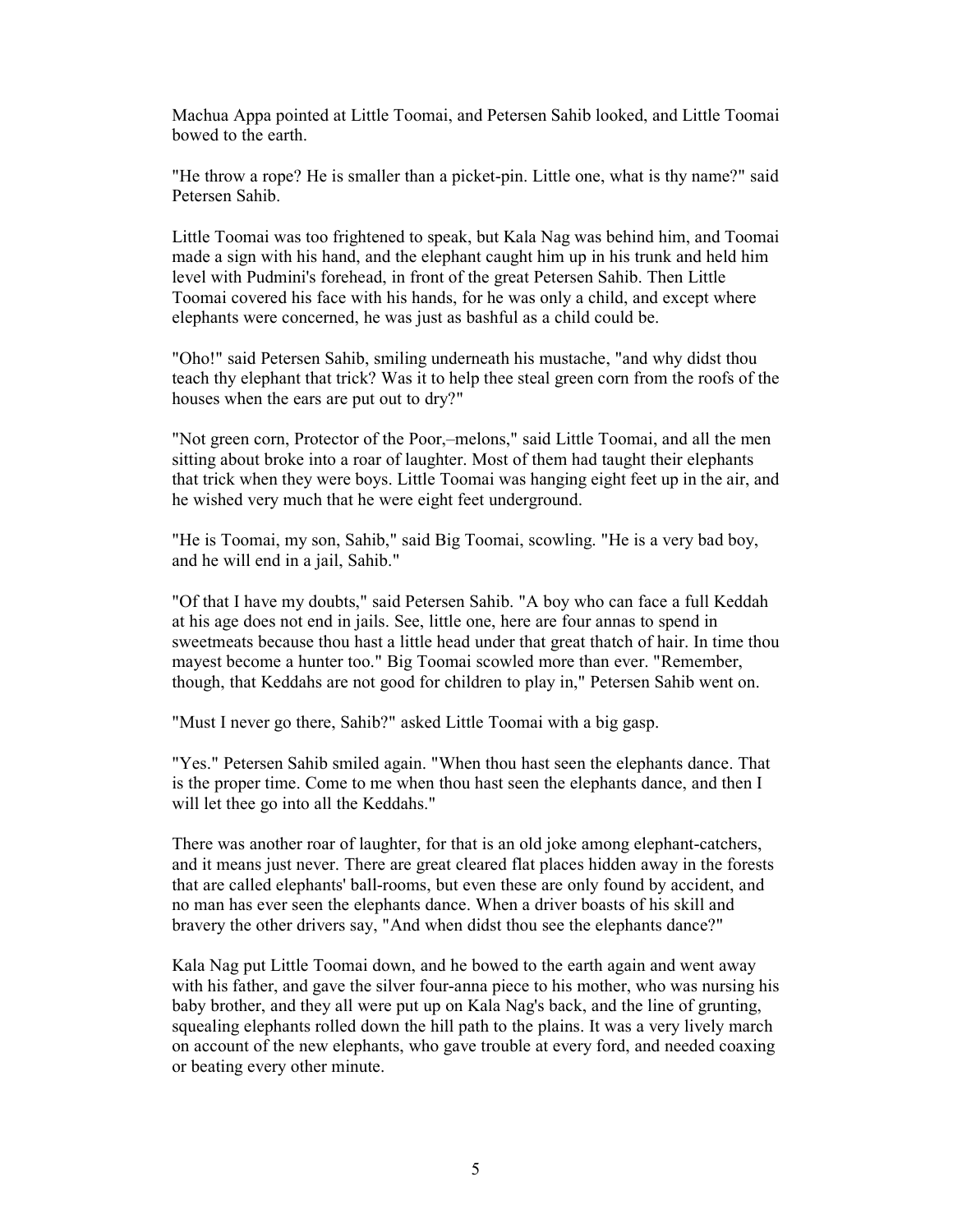Machua Appa pointed at Little Toomai, and Petersen Sahib looked, and Little Toomai bowed to the earth.

"He throw a rope? He is smaller than a picket-pin. Little one, what is thy name?" said Petersen Sahib.

Little Toomai was too frightened to speak, but Kala Nag was behind him, and Toomai made a sign with his hand, and the elephant caught him up in his trunk and held him level with Pudmini's forehead, in front of the great Petersen Sahib. Then Little Toomai covered his face with his hands, for he was only a child, and except where elephants were concerned, he was just as bashful as a child could be.

"Oho!" said Petersen Sahib, smiling underneath his mustache, "and why didst thou teach thy elephant that trick? Was it to help thee steal green corn from the roofs of the houses when the ears are put out to dry?"

"Not green corn, Protector of the Poor,–melons," said Little Toomai, and all the men sitting about broke into a roar of laughter. Most of them had taught their elephants that trick when they were boys. Little Toomai was hanging eight feet up in the air, and he wished very much that he were eight feet underground.

"He is Toomai, my son, Sahib," said Big Toomai, scowling. "He is a very bad boy, and he will end in a jail, Sahib."

"Of that I have my doubts," said Petersen Sahib. "A boy who can face a full Keddah at his age does not end in jails. See, little one, here are four annas to spend in sweetmeats because thou hast a little head under that great thatch of hair. In time thou mayest become a hunter too." Big Toomai scowled more than ever. "Remember, though, that Keddahs are not good for children to play in," Petersen Sahib went on.

"Must I never go there, Sahib?" asked Little Toomai with a big gasp.

"Yes." Petersen Sahib smiled again. "When thou hast seen the elephants dance. That is the proper time. Come to me when thou hast seen the elephants dance, and then I will let thee go into all the Keddahs."

There was another roar of laughter, for that is an old joke among elephant-catchers, and it means just never. There are great cleared flat places hidden away in the forests that are called elephants' ball-rooms, but even these are only found by accident, and no man has ever seen the elephants dance. When a driver boasts of his skill and bravery the other drivers say, "And when didst thou see the elephants dance?"

Kala Nag put Little Toomai down, and he bowed to the earth again and went away with his father, and gave the silver four-anna piece to his mother, who was nursing his baby brother, and they all were put up on Kala Nag's back, and the line of grunting, squealing elephants rolled down the hill path to the plains. It was a very lively march on account of the new elephants, who gave trouble at every ford, and needed coaxing or beating every other minute.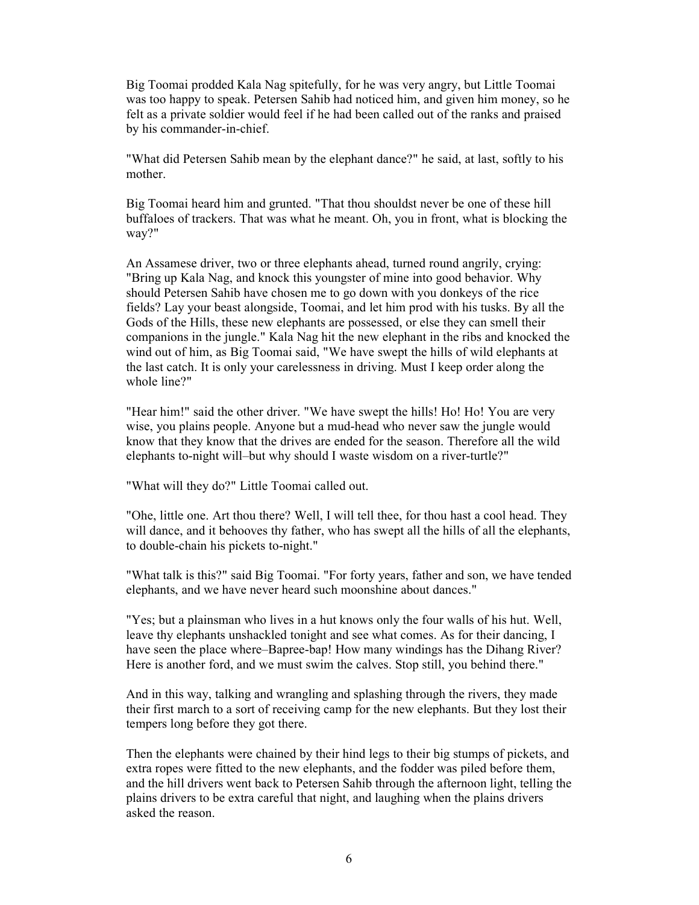Big Toomai prodded Kala Nag spitefully, for he was very angry, but Little Toomai was too happy to speak. Petersen Sahib had noticed him, and given him money, so he felt as a private soldier would feel if he had been called out of the ranks and praised by his commander-in-chief.

"What did Petersen Sahib mean by the elephant dance?" he said, at last, softly to his mother.

Big Toomai heard him and grunted. "That thou shouldst never be one of these hill buffaloes of trackers. That was what he meant. Oh, you in front, what is blocking the way?"

An Assamese driver, two or three elephants ahead, turned round angrily, crying: "Bring up Kala Nag, and knock this youngster of mine into good behavior. Why should Petersen Sahib have chosen me to go down with you donkeys of the rice fields? Lay your beast alongside, Toomai, and let him prod with his tusks. By all the Gods of the Hills, these new elephants are possessed, or else they can smell their companions in the jungle." Kala Nag hit the new elephant in the ribs and knocked the wind out of him, as Big Toomai said, "We have swept the hills of wild elephants at the last catch. It is only your carelessness in driving. Must I keep order along the whole line?"

"Hear him!" said the other driver. "We have swept the hills! Ho! Ho! You are very wise, you plains people. Anyone but a mud-head who never saw the jungle would know that they know that the drives are ended for the season. Therefore all the wild elephants to-night will–but why should I waste wisdom on a river-turtle?"

"What will they do?" Little Toomai called out.

"Ohe, little one. Art thou there? Well, I will tell thee, for thou hast a cool head. They will dance, and it behooves thy father, who has swept all the hills of all the elephants, to double-chain his pickets to-night."

"What talk is this?" said Big Toomai. "For forty years, father and son, we have tended elephants, and we have never heard such moonshine about dances."

"Yes; but a plainsman who lives in a hut knows only the four walls of his hut. Well, leave thy elephants unshackled tonight and see what comes. As for their dancing, I have seen the place where–Bapree-bap! How many windings has the Dihang River? Here is another ford, and we must swim the calves. Stop still, you behind there."

And in this way, talking and wrangling and splashing through the rivers, they made their first march to a sort of receiving camp for the new elephants. But they lost their tempers long before they got there.

Then the elephants were chained by their hind legs to their big stumps of pickets, and extra ropes were fitted to the new elephants, and the fodder was piled before them, and the hill drivers went back to Petersen Sahib through the afternoon light, telling the plains drivers to be extra careful that night, and laughing when the plains drivers asked the reason.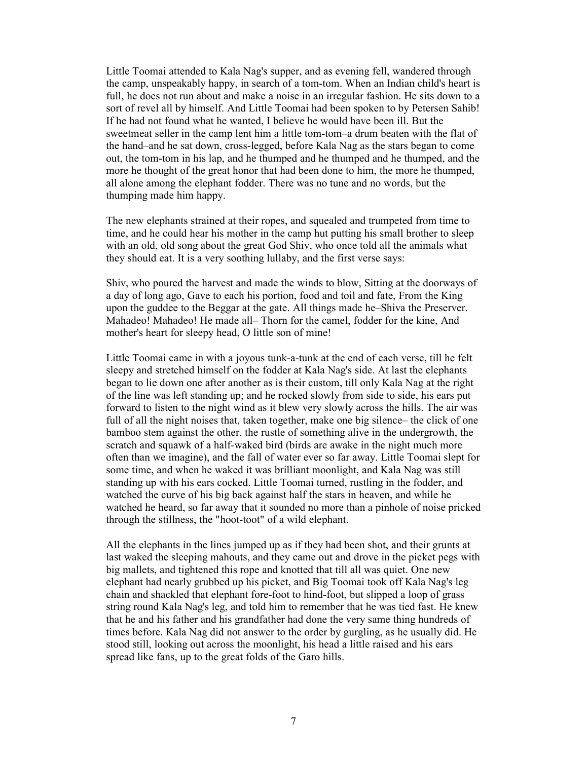Little Toomai attended to Kala Nag's supper, and as evening fell, wandered through the camp, unspeakably happy, in search of a tom-tom. When an Indian child's heart is full, he does not run about and make a noise in an irregular fashion. He sits down to a sort of revel all by himself. And Little Toomai had been spoken to by Petersen Sahib! If he had not found what he wanted, I believe he would have been ill. But the sweetmeat seller in the camp lent him a little tom-tom–a drum beaten with the flat of the hand–and he sat down, cross-legged, before Kala Nag as the stars began to come out, the tom-tom in his lap, and he thumped and he thumped and he thumped, and the more he thought of the great honor that had been done to him, the more he thumped, all alone among the elephant fodder. There was no tune and no words, but the thumping made him happy.

The new elephants strained at their ropes, and squealed and trumpeted from time to time, and he could hear his mother in the camp hut putting his small brother to sleep with an old, old song about the great God Shiv, who once told all the animals what they should eat. It is a very soothing lullaby, and the first verse says:

Shiv, who poured the harvest and made the winds to blow, Sitting at the doorways of a day of long ago, Gave to each his portion, food and toil and fate, From the King upon the guddee to the Beggar at the gate. All things made he–Shiva the Preserver. Mahadeo! Mahadeo! He made all– Thorn for the camel, fodder for the kine, And mother's heart for sleepy head, O little son of mine!

Little Toomai came in with a joyous tunk-a-tunk at the end of each verse, till he felt sleepy and stretched himself on the fodder at Kala Nag's side. At last the elephants began to lie down one after another as is their custom, till only Kala Nag at the right of the line was left standing up; and he rocked slowly from side to side, his ears put forward to listen to the night wind as it blew very slowly across the hills. The air was full of all the night noises that, taken together, make one big silence– the click of one bamboo stem against the other, the rustle of something alive in the undergrowth, the scratch and squawk of a half-waked bird (birds are awake in the night much more often than we imagine), and the fall of water ever so far away. Little Toomai slept for some time, and when he waked it was brilliant moonlight, and Kala Nag was still standing up with his ears cocked. Little Toomai turned, rustling in the fodder, and watched the curve of his big back against half the stars in heaven, and while he watched he heard, so far away that it sounded no more than a pinhole of noise pricked through the stillness, the "hoot-toot" of a wild elephant.

All the elephants in the lines jumped up as if they had been shot, and their grunts at last waked the sleeping mahouts, and they came out and drove in the picket pegs with big mallets, and tightened this rope and knotted that till all was quiet. One new elephant had nearly grubbed up his picket, and Big Toomai took off Kala Nag's leg chain and shackled that elephant fore-foot to hind-foot, but slipped a loop of grass string round Kala Nag's leg, and told him to remember that he was tied fast. He knew that he and his father and his grandfather had done the very same thing hundreds of times before. Kala Nag did not answer to the order by gurgling, as he usually did. He stood still, looking out across the moonlight, his head a little raised and his ears spread like fans, up to the great folds of the Garo hills.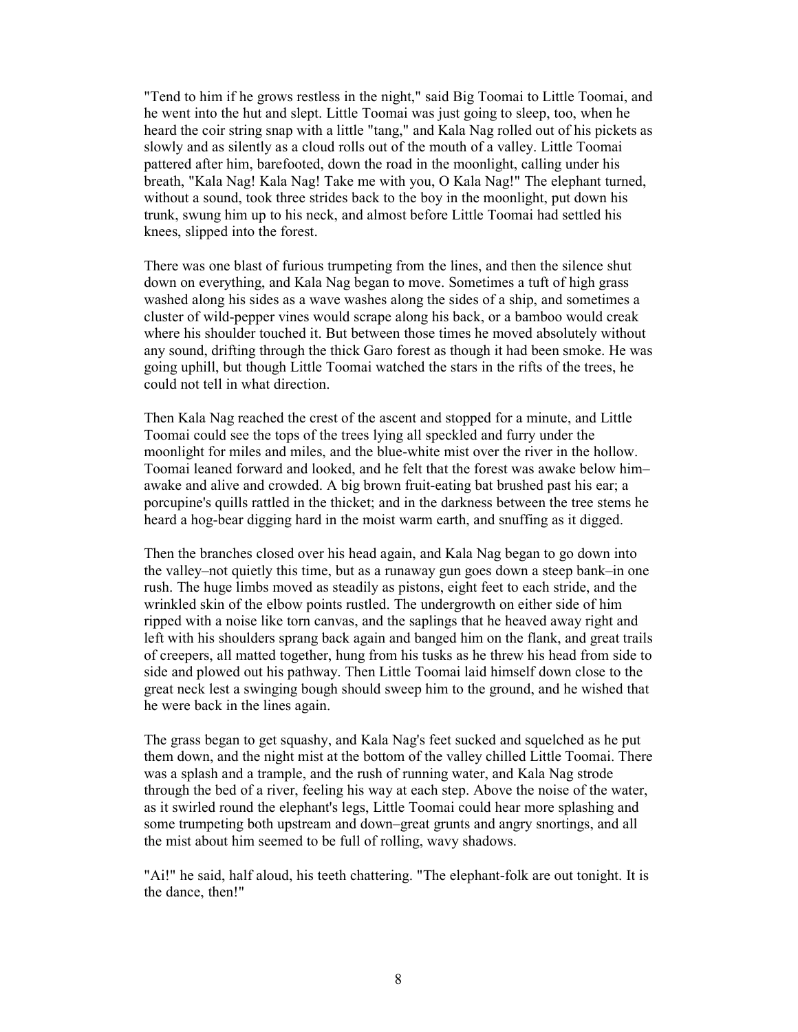"Tend to him if he grows restless in the night," said Big Toomai to Little Toomai, and he went into the hut and slept. Little Toomai was just going to sleep, too, when he heard the coir string snap with a little "tang," and Kala Nag rolled out of his pickets as slowly and as silently as a cloud rolls out of the mouth of a valley. Little Toomai pattered after him, barefooted, down the road in the moonlight, calling under his breath, "Kala Nag! Kala Nag! Take me with you, O Kala Nag!" The elephant turned, without a sound, took three strides back to the boy in the moonlight, put down his trunk, swung him up to his neck, and almost before Little Toomai had settled his knees, slipped into the forest.

There was one blast of furious trumpeting from the lines, and then the silence shut down on everything, and Kala Nag began to move. Sometimes a tuft of high grass washed along his sides as a wave washes along the sides of a ship, and sometimes a cluster of wild-pepper vines would scrape along his back, or a bamboo would creak where his shoulder touched it. But between those times he moved absolutely without any sound, drifting through the thick Garo forest as though it had been smoke. He was going uphill, but though Little Toomai watched the stars in the rifts of the trees, he could not tell in what direction.

Then Kala Nag reached the crest of the ascent and stopped for a minute, and Little Toomai could see the tops of the trees lying all speckled and furry under the moonlight for miles and miles, and the blue-white mist over the river in the hollow. Toomai leaned forward and looked, and he felt that the forest was awake below him–awake and alive and crowded. A big brown fruit-eating bat brushed past his ear; a porcupine's quills rattled in the thicket; and in the darkness between the tree stems he heard a hog-bear digging hard in the moist warm earth, and snuffing as it digged.

Then the branches closed over his head again, and Kala Nag began to go down into the valley–not quietly this time, but as a runaway gun goes down a steep bank–in one rush. The huge limbs moved as steadily as pistons, eight feet to each stride, and the wrinkled skin of the elbow points rustled. The undergrowth on either side of him ripped with a noise like torn canvas, and the saplings that he heaved away right and left with his shoulders sprang back again and banged him on the flank, and great trails of creepers, all matted together, hung from his tusks as he threw his head from side to side and plowed out his pathway. Then Little Toomai laid himself down close to the great neck lest a swinging bough should sweep him to the ground, and he wished that he were back in the lines again.

The grass began to get squashy, and Kala Nag's feet sucked and squelched as he put them down, and the night mist at the bottom of the valley chilled Little Toomai. There was a splash and a trample, and the rush of running water, and Kala Nag strode through the bed of a river, feeling his way at each step. Above the noise of the water, as it swirled round the elephant's legs, Little Toomai could hear more splashing and some trumpeting both upstream and down–great grunts and angry snortings, and all the mist about him seemed to be full of rolling, wavy shadows.

"Ai!" he said, half aloud, his teeth chattering. "The elephant-folk are out tonight. It is the dance, then!"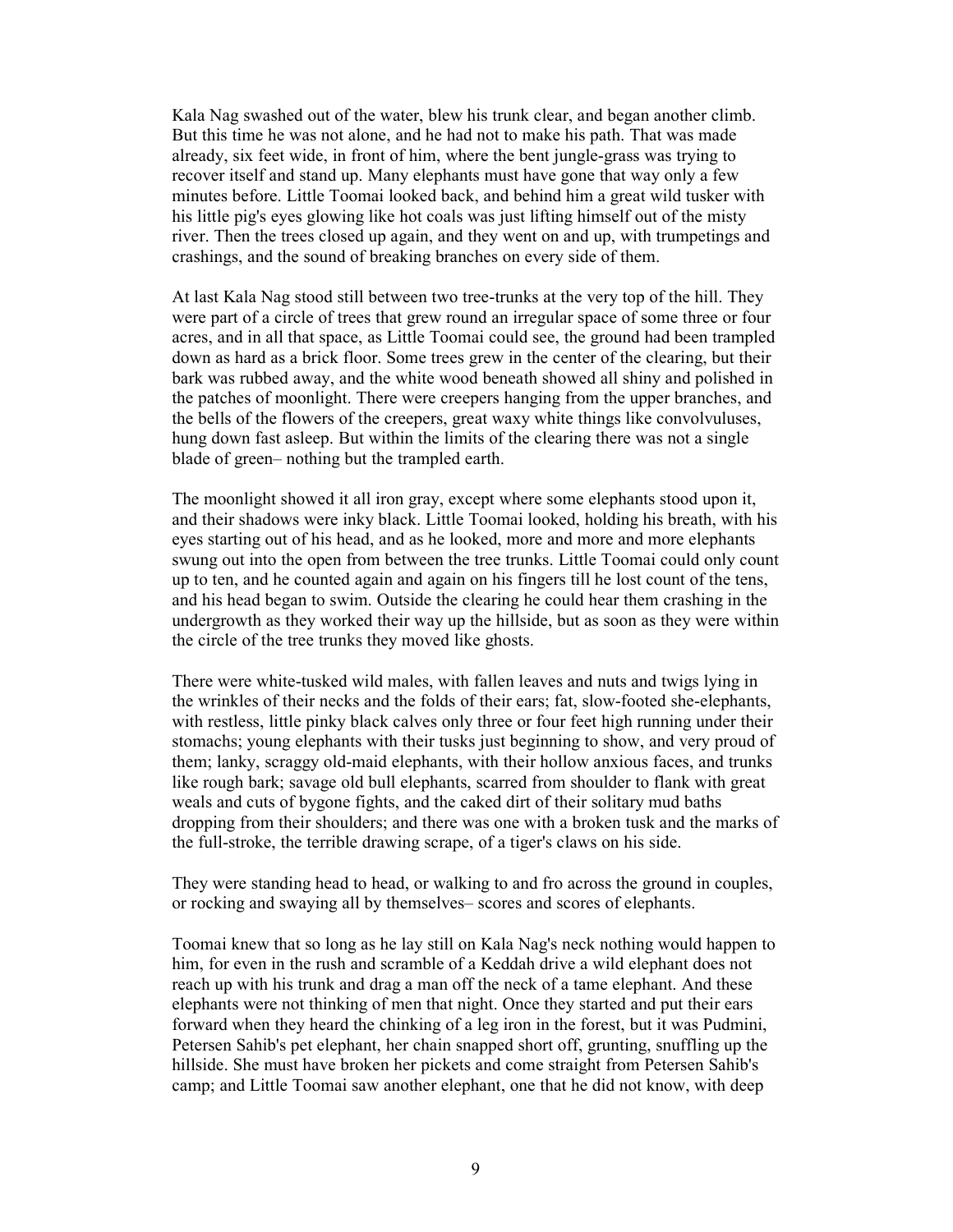Kala Nag swashed out of the water, blew his trunk clear, and began another climb. But this time he was not alone, and he had not to make his path. That was made already, six feet wide, in front of him, where the bent jungle-grass was trying to recover itself and stand up. Many elephants must have gone that way only a few minutes before. Little Toomai looked back, and behind him a great wild tusker with his little pig's eyes glowing like hot coals was just lifting himself out of the misty river. Then the trees closed up again, and they went on and up, with trumpetings and crashings, and the sound of breaking branches on every side of them.

At last Kala Nag stood still between two tree-trunks at the very top of the hill. They were part of a circle of trees that grew round an irregular space of some three or four acres, and in all that space, as Little Toomai could see, the ground had been trampled down as hard as a brick floor. Some trees grew in the center of the clearing, but their bark was rubbed away, and the white wood beneath showed all shiny and polished in the patches of moonlight. There were creepers hanging from the upper branches, and the bells of the flowers of the creepers, great waxy white things like convolvuluses, hung down fast asleep. But within the limits of the clearing there was not a single blade of green– nothing but the trampled earth.

The moonlight showed it all iron gray, except where some elephants stood upon it, and their shadows were inky black. Little Toomai looked, holding his breath, with his eyes starting out of his head, and as he looked, more and more and more elephants swung out into the open from between the tree trunks. Little Toomai could only count up to ten, and he counted again and again on his fingers till he lost count of the tens, and his head began to swim. Outside the clearing he could hear them crashing in the undergrowth as they worked their way up the hillside, but as soon as they were within the circle of the tree trunks they moved like ghosts.

There were white-tusked wild males, with fallen leaves and nuts and twigs lying in the wrinkles of their necks and the folds of their ears; fat, slow-footed she-elephants, with restless, little pinky black calves only three or four feet high running under their stomachs; young elephants with their tusks just beginning to show, and very proud of them; lanky, scraggy old-maid elephants, with their hollow anxious faces, and trunks like rough bark; savage old bull elephants, scarred from shoulder to flank with great weals and cuts of bygone fights, and the caked dirt of their solitary mud baths dropping from their shoulders; and there was one with a broken tusk and the marks of the full-stroke, the terrible drawing scrape, of a tiger's claws on his side.

They were standing head to head, or walking to and fro across the ground in couples, or rocking and swaying all by themselves– scores and scores of elephants.

Toomai knew that so long as he lay still on Kala Nag's neck nothing would happen to him, for even in the rush and scramble of a Keddah drive a wild elephant does not reach up with his trunk and drag a man off the neck of a tame elephant. And these elephants were not thinking of men that night. Once they started and put their ears forward when they heard the chinking of a leg iron in the forest, but it was Pudmini, Petersen Sahib's pet elephant, her chain snapped short off, grunting, snuffling up the hillside. She must have broken her pickets and come straight from Petersen Sahib's camp; and Little Toomai saw another elephant, one that he did not know, with deep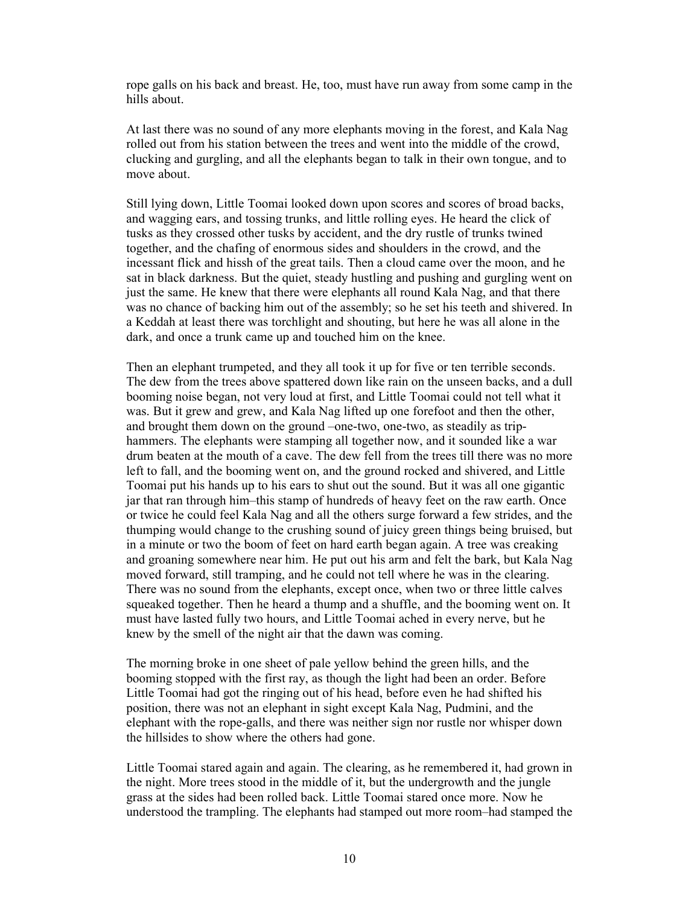rope galls on his back and breast. He, too, must have run away from some camp in the hills about.

At last there was no sound of any more elephants moving in the forest, and Kala Nag rolled out from his station between the trees and went into the middle of the crowd, clucking and gurgling, and all the elephants began to talk in their own tongue, and to move about.

Still lying down, Little Toomai looked down upon scores and scores of broad backs, and wagging ears, and tossing trunks, and little rolling eyes. He heard the click of tusks as they crossed other tusks by accident, and the dry rustle of trunks twined together, and the chafing of enormous sides and shoulders in the crowd, and the incessant flick and hissh of the great tails. Then a cloud came over the moon, and he sat in black darkness. But the quiet, steady hustling and pushing and gurgling went on just the same. He knew that there were elephants all round Kala Nag, and that there was no chance of backing him out of the assembly; so he set his teeth and shivered. In a Keddah at least there was torchlight and shouting, but here he was all alone in the dark, and once a trunk came up and touched him on the knee.

Then an elephant trumpeted, and they all took it up for five or ten terrible seconds. The dew from the trees above spattered down like rain on the unseen backs, and a dull booming noise began, not very loud at first, and Little Toomai could not tell what it was. But it grew and grew, and Kala Nag lifted up one forefoot and then the other, and brought them down on the ground –one-two, one-two, as steadily as trip-hammers. The elephants were stamping all together now, and it sounded like a war drum beaten at the mouth of a cave. The dew fell from the trees till there was no more left to fall, and the booming went on, and the ground rocked and shivered, and Little Toomai put his hands up to his ears to shut out the sound. But it was all one gigantic jar that ran through him–this stamp of hundreds of heavy feet on the raw earth. Once or twice he could feel Kala Nag and all the others surge forward a few strides, and the thumping would change to the crushing sound of juicy green things being bruised, but in a minute or two the boom of feet on hard earth began again. A tree was creaking and groaning somewhere near him. He put out his arm and felt the bark, but Kala Nag moved forward, still tramping, and he could not tell where he was in the clearing. There was no sound from the elephants, except once, when two or three little calves squeaked together. Then he heard a thump and a shuffle, and the booming went on. It must have lasted fully two hours, and Little Toomai ached in every nerve, but he knew by the smell of the night air that the dawn was coming.

The morning broke in one sheet of pale yellow behind the green hills, and the booming stopped with the first ray, as though the light had been an order. Before Little Toomai had got the ringing out of his head, before even he had shifted his position, there was not an elephant in sight except Kala Nag, Pudmini, and the elephant with the rope-galls, and there was neither sign nor rustle nor whisper down the hillsides to show where the others had gone.

Little Toomai stared again and again. The clearing, as he remembered it, had grown in the night. More trees stood in the middle of it, but the undergrowth and the jungle grass at the sides had been rolled back. Little Toomai stared once more. Now he understood the trampling. The elephants had stamped out more room–had stamped the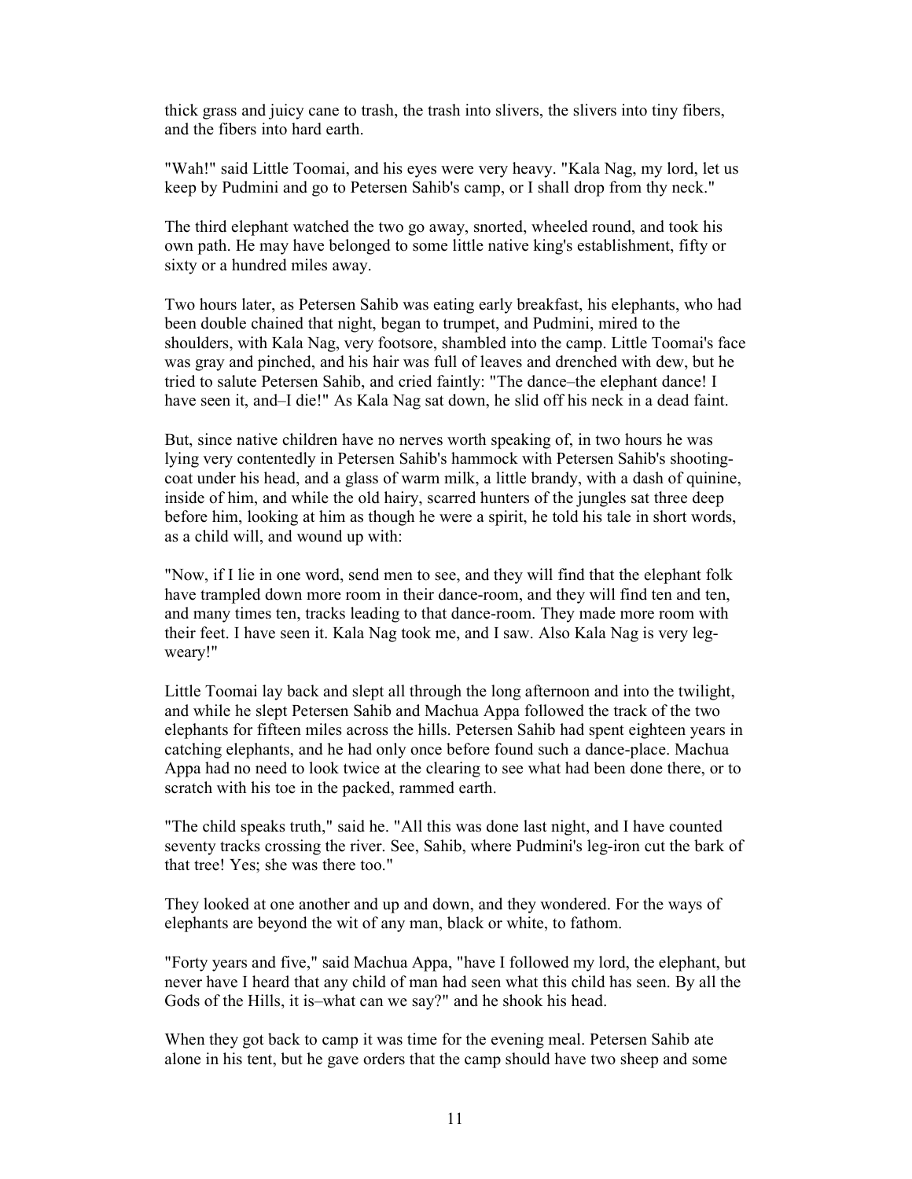thick grass and juicy cane to trash, the trash into slivers, the slivers into tiny fibers, and the fibers into hard earth.

"Wah!" said Little Toomai, and his eyes were very heavy. "Kala Nag, my lord, let us keep by Pudmini and go to Petersen Sahib's camp, or I shall drop from thy neck."

The third elephant watched the two go away, snorted, wheeled round, and took his own path. He may have belonged to some little native king's establishment, fifty or sixty or a hundred miles away.

Two hours later, as Petersen Sahib was eating early breakfast, his elephants, who had been double chained that night, began to trumpet, and Pudmini, mired to the shoulders, with Kala Nag, very footsore, shambled into the camp. Little Toomai's face was gray and pinched, and his hair was full of leaves and drenched with dew, but he tried to salute Petersen Sahib, and cried faintly: "The dance–the elephant dance! I have seen it, and–I die!" As Kala Nag sat down, he slid off his neck in a dead faint.

But, since native children have no nerves worth speaking of, in two hours he was lying very contentedly in Petersen Sahib's hammock with Petersen Sahib's shooting-coat under his head, and a glass of warm milk, a little brandy, with a dash of quinine, inside of him, and while the old hairy, scarred hunters of the jungles sat three deep before him, looking at him as though he were a spirit, he told his tale in short words, as a child will, and wound up with:

"Now, if I lie in one word, send men to see, and they will find that the elephant folk have trampled down more room in their dance-room, and they will find ten and ten, and many times ten, tracks leading to that dance-room. They made more room with their feet. I have seen it. Kala Nag took me, and I saw. Also Kala Nag is very leg-weary!"

Little Toomai lay back and slept all through the long afternoon and into the twilight, and while he slept Petersen Sahib and Machua Appa followed the track of the two elephants for fifteen miles across the hills. Petersen Sahib had spent eighteen years in catching elephants, and he had only once before found such a dance-place. Machua Appa had no need to look twice at the clearing to see what had been done there, or to scratch with his toe in the packed, rammed earth.

"The child speaks truth," said he. "All this was done last night, and I have counted seventy tracks crossing the river. See, Sahib, where Pudmini's leg-iron cut the bark of that tree! Yes; she was there too."

They looked at one another and up and down, and they wondered. For the ways of elephants are beyond the wit of any man, black or white, to fathom.

"Forty years and five," said Machua Appa, "have I followed my lord, the elephant, but never have I heard that any child of man had seen what this child has seen. By all the Gods of the Hills, it is–what can we say?" and he shook his head.

When they got back to camp it was time for the evening meal. Petersen Sahib ate alone in his tent, but he gave orders that the camp should have two sheep and some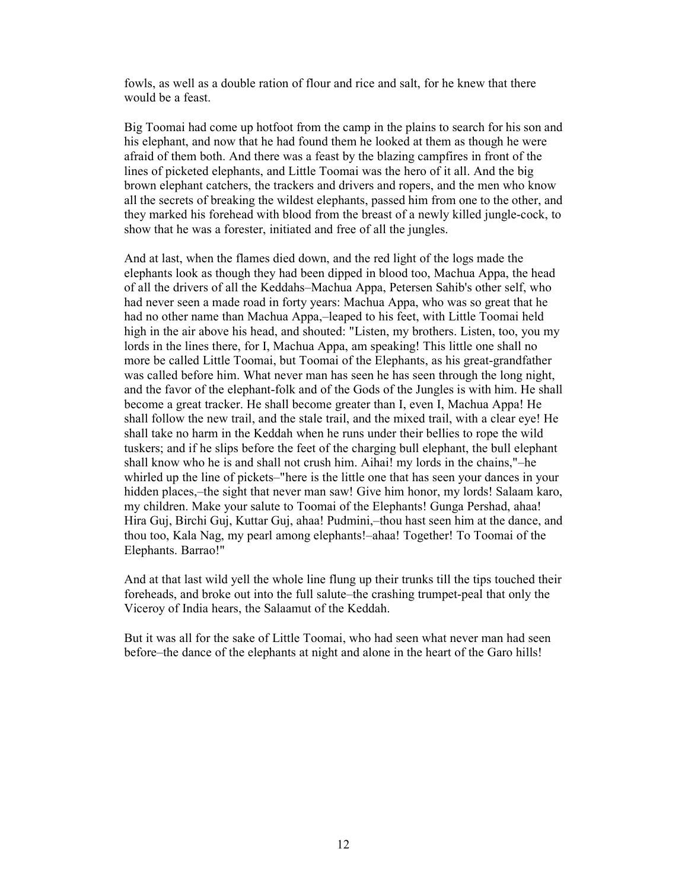fowls, as well as a double ration of flour and rice and salt, for he knew that there would be a feast.

Big Toomai had come up hotfoot from the camp in the plains to search for his son and his elephant, and now that he had found them he looked at them as though he were afraid of them both. And there was a feast by the blazing campfires in front of the lines of picketed elephants, and Little Toomai was the hero of it all. And the big brown elephant catchers, the trackers and drivers and ropers, and the men who know all the secrets of breaking the wildest elephants, passed him from one to the other, and they marked his forehead with blood from the breast of a newly killed jungle-cock, to show that he was a forester, initiated and free of all the jungles.

And at last, when the flames died down, and the red light of the logs made the elephants look as though they had been dipped in blood too, Machua Appa, the head of all the drivers of all the Keddahs–Machua Appa, Petersen Sahib's other self, who had never seen a made road in forty years: Machua Appa, who was so great that he had no other name than Machua Appa,–leaped to his feet, with Little Toomai held high in the air above his head, and shouted: "Listen, my brothers. Listen, too, you my lords in the lines there, for I, Machua Appa, am speaking! This little one shall no more be called Little Toomai, but Toomai of the Elephants, as his great-grandfather was called before him. What never man has seen he has seen through the long night, and the favor of the elephant-folk and of the Gods of the Jungles is with him. He shall become a great tracker. He shall become greater than I, even I, Machua Appa! He shall follow the new trail, and the stale trail, and the mixed trail, with a clear eye! He shall take no harm in the Keddah when he runs under their bellies to rope the wild tuskers; and if he slips before the feet of the charging bull elephant, the bull elephant shall know who he is and shall not crush him. Aihai! my lords in the chains,"–he whirled up the line of pickets–"here is the little one that has seen your dances in your hidden places,–the sight that never man saw! Give him honor, my lords! Salaam karo, my children. Make your salute to Toomai of the Elephants! Gunga Pershad, ahaa! Hira Guj, Birchi Guj, Kuttar Guj, ahaa! Pudmini,–thou hast seen him at the dance, and thou too, Kala Nag, my pearl among elephants!–ahaa! Together! To Toomai of the Elephants. Barrao!"

And at that last wild yell the whole line flung up their trunks till the tips touched their foreheads, and broke out into the full salute–the crashing trumpet-peal that only the Viceroy of India hears, the Salaamut of the Keddah.

But it was all for the sake of Little Toomai, who had seen what never man had seen before–the dance of the elephants at night and alone in the heart of the Garo hills!